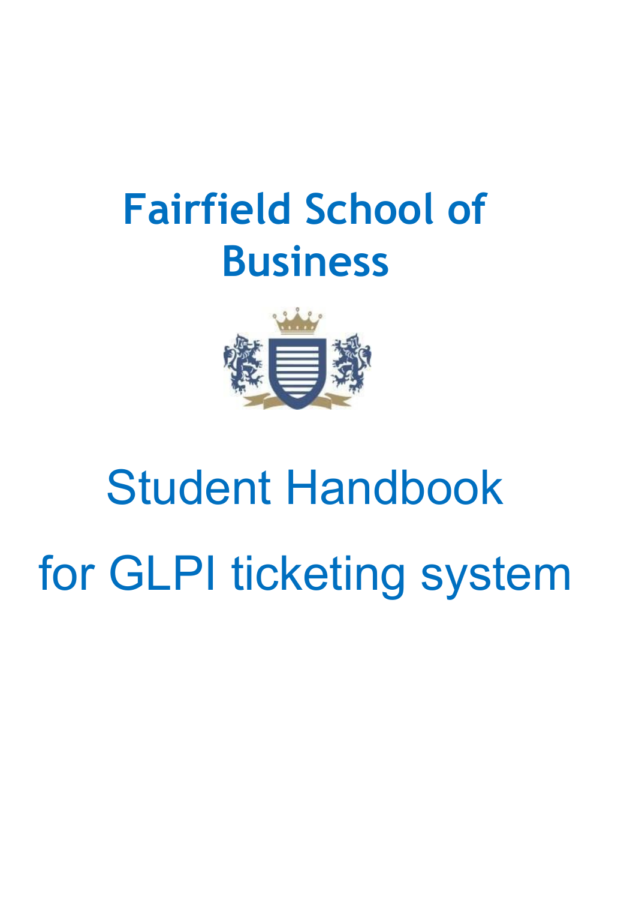# Fairfield School of Business

# Student Handbook

# for GLPI ticketing system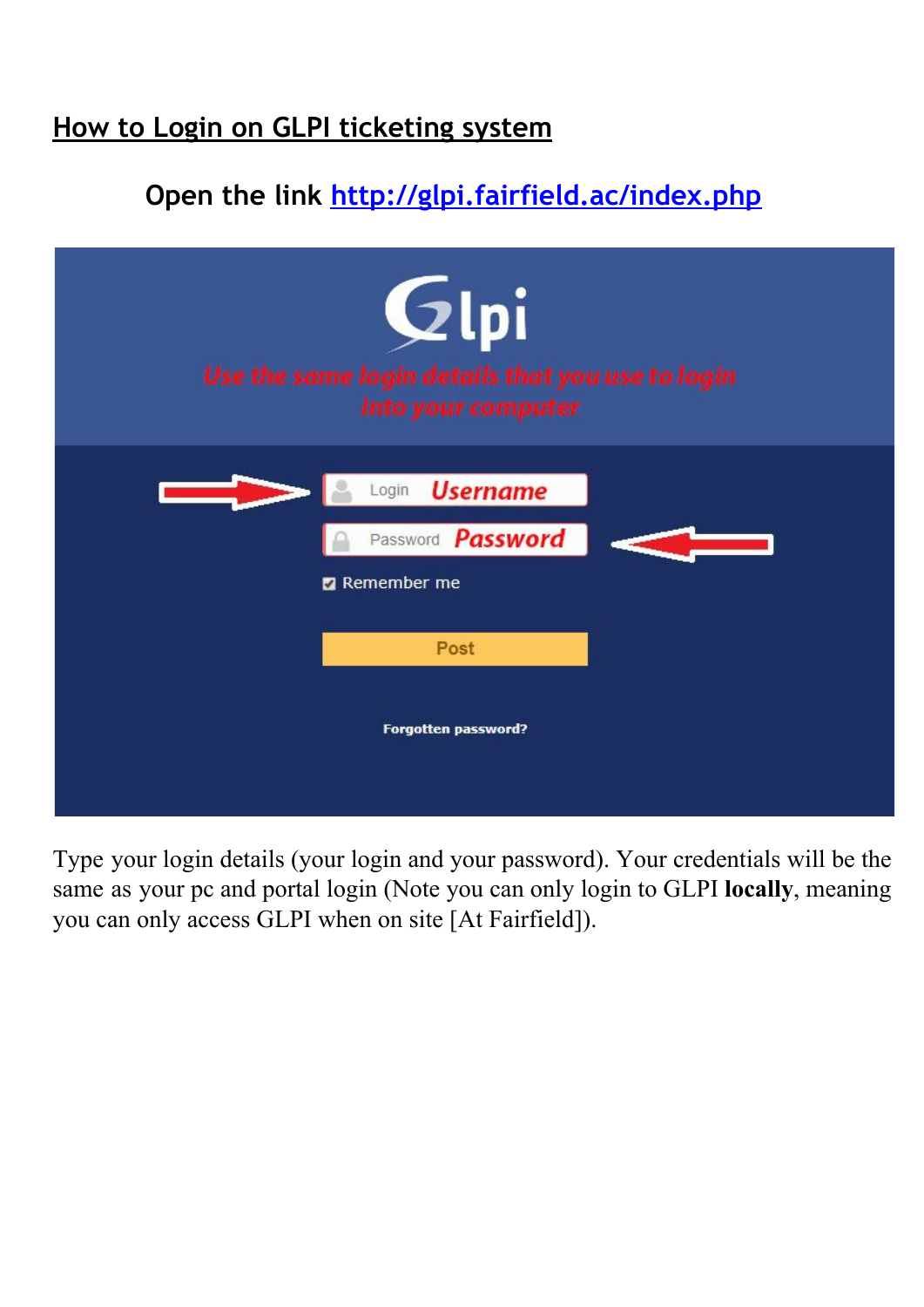# How to Login on GLPI ticketing system

**Open the link [http://glpi.fairfield.ac/index.php](http://glpi.fairfield.ac/index.php)**

Glpi

*Use the same login details that you use to login into your computer*

Login **Username**

Password **Password**

Remember me

Post

**Forgotten password?**

Type your login details (your login and your password). Your credentials will be the same as your pc and portal login (Note you can only login to GLPI **locally**, meaning you can only access GLPI when on site [At Fairfield]).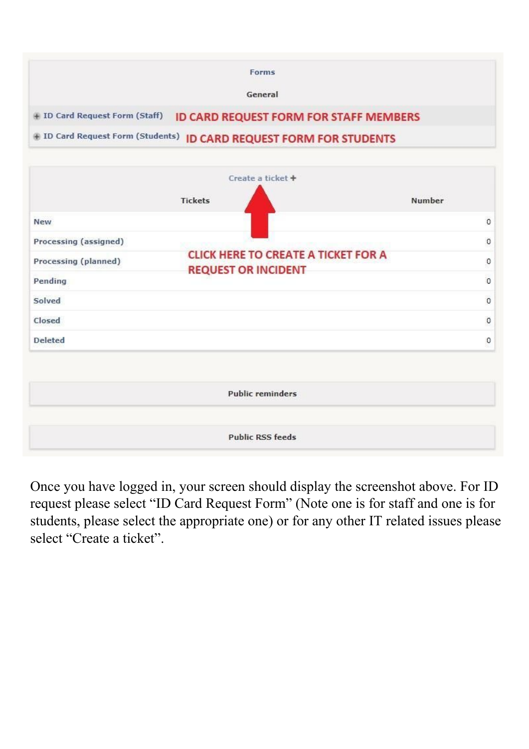Forms

General

- ID Card Request Form (Staff) — ID CARD REQUEST FORM FOR STAFF MEMBERS
- ID Card Request Form (Students) — ID CARD REQUEST FORM FOR STUDENTS

Create a ticket +

CLICK HERE TO CREATE A TICKET FOR A REQUEST OR INCIDENT

| Tickets | Number |
| --- | --- |
| New | 0 |
| Processing (assigned) | 0 |
| Processing (planned) | 0 |
| Pending | 0 |
| Solved | 0 |
| Closed | 0 |
| Deleted | 0 |

Public reminders

Public RSS feeds

Once you have logged in, your screen should display the screenshot above. For ID request please select "ID Card Request Form" (Note one is for staff and one is for students, please select the appropriate one) or for any other IT related issues please select "Create a ticket".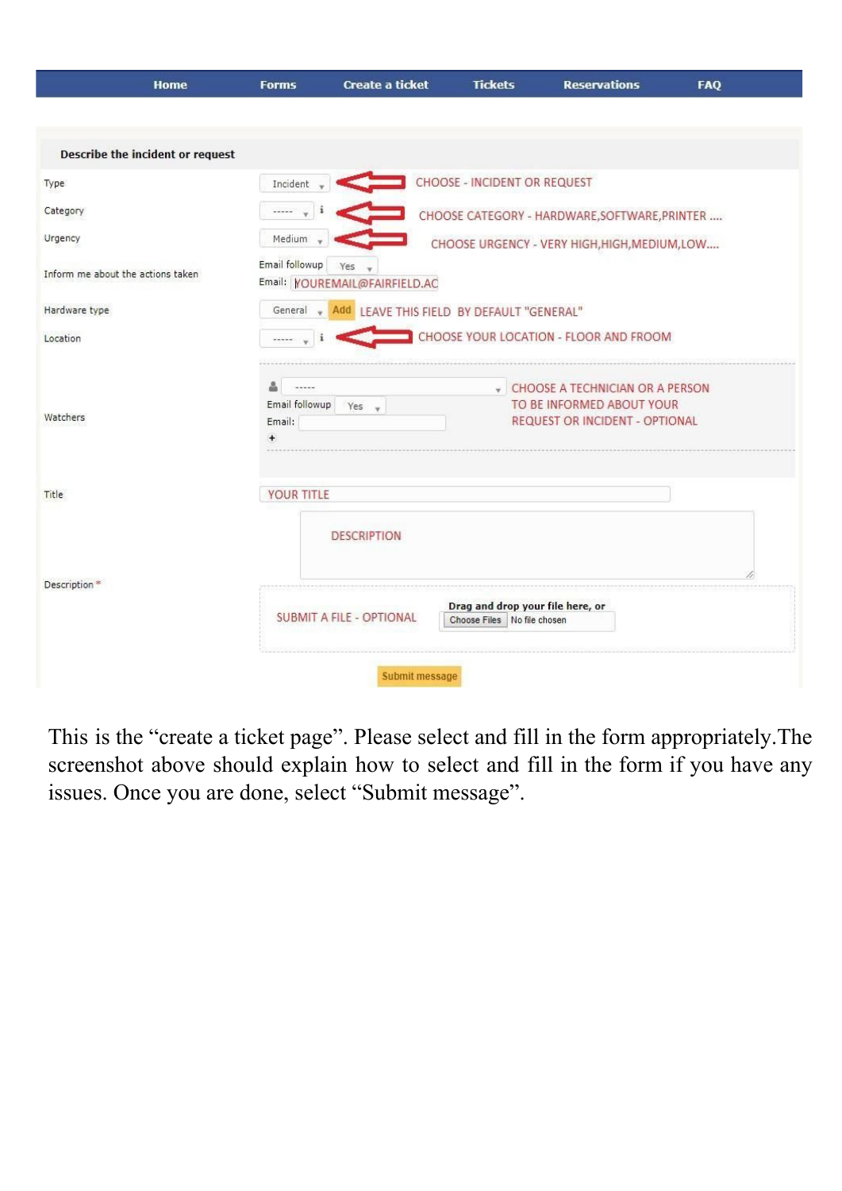Home | Forms | Create a ticket | Tickets | Reservations | FAQ

**Describe the incident or request**

| Field | Input | Note |
|---|---|---|
| Type | Incident | CHOOSE - INCIDENT OR REQUEST |
| Category | ----- i | CHOOSE CATEGORY - HARDWARE,SOFTWARE,PRINTER .... |
| Urgency | Medium | CHOOSE URGENCY - VERY HIGH,HIGH,MEDIUM,LOW.... |
| Inform me about the actions taken | Email followup: Yes; Email: YOUREMAIL@FAIRFIELD.AC | |
| Hardware type | General, Add | LEAVE THIS FIELD BY DEFAULT "GENERAL" |
| Location | ----- i | CHOOSE YOUR LOCATION - FLOOR AND FROOM |
| Watchers | -----; Email followup: Yes; Email: ; + | CHOOSE A TECHNICIAN OR A PERSON TO BE INFORMED ABOUT YOUR REQUEST OR INCIDENT - OPTIONAL |
| Title | YOUR TITLE | |
| Description * | DESCRIPTION | |
| | SUBMIT A FILE - OPTIONAL; Drag and drop your file here, or Choose Files No file chosen | |

Submit message

This is the "create a ticket page". Please select and fill in the form appropriately.The screenshot above should explain how to select and fill in the form if you have any issues. Once you are done, select "Submit message".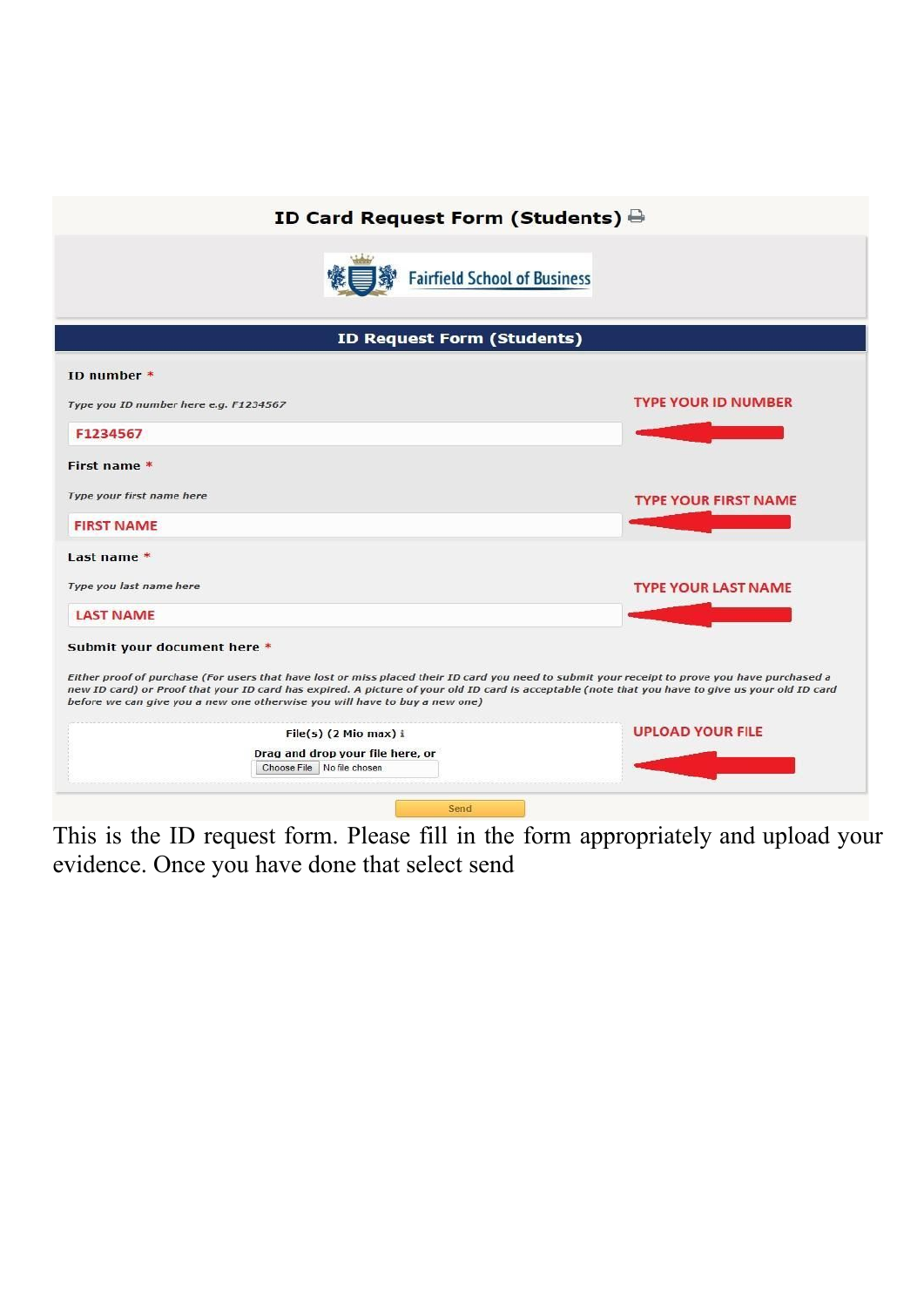## ID Card Request Form (Students)

Fairfield School of Business

### ID Request Form (Students)

**ID number** *

*Type you ID number here e.g. F1234567*

F1234567 — TYPE YOUR ID NUMBER

**First name** *

*Type your first name here*

FIRST NAME — TYPE YOUR FIRST NAME

**Last name** *

*Type you last name here*

LAST NAME — TYPE YOUR LAST NAME

**Submit your document here** *

*Either proof of purchase (For users that have lost or miss placed their ID card you need to submit your receipt to prove you have purchased a new ID card) or Proof that your ID card has expired. A picture of your old ID card is acceptable (note that you have to give us your old ID card before we can give you a new one otherwise you will have to buy a new one)*

File(s) (2 Mio max)

Drag and drop your file here, or

Choose File | No file chosen

UPLOAD YOUR FILE

Send

This is the ID request form. Please fill in the form appropriately and upload your evidence. Once you have done that select send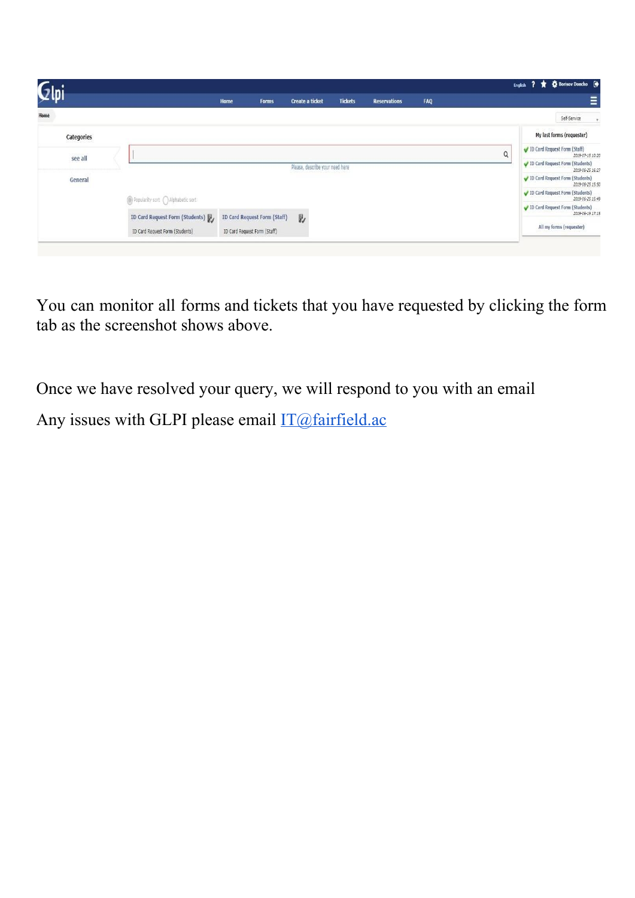You can monitor all forms and tickets that you have requested by clicking the form tab as the screenshot shows above.

Once we have resolved your query, we will respond to you with an email

Any issues with GLPI please email IT@fairfield.ac